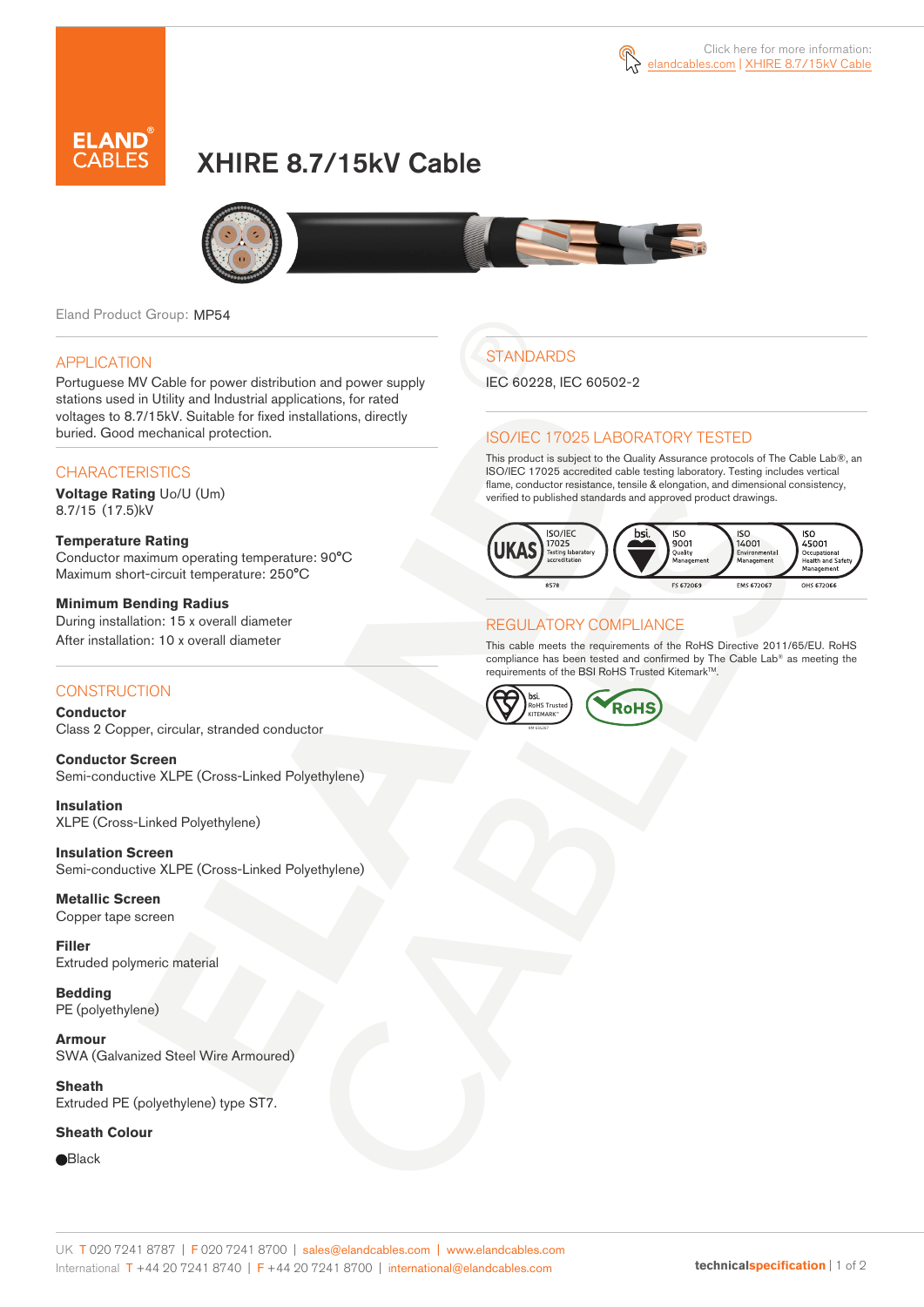Click here for more information: elandcables.com | XHIRE 8.7/15kV Cable

# XHIRE 8.7/15kV Cable

Eland Product Group: MP54

## APPLICATION

Portuguese MV Cable for power distribution and power supply stations used in Utility and Industrial applications, for rated voltages to 8.7/15kV. Suitable for fixed installations, directly buried. Good mechanical protection.

## CHARACTERISTICS

**Voltage Rating** Uo/U (Um)
8.7/15 (17.5)kV

**Temperature Rating**
Conductor maximum operating temperature: 90°C
Maximum short-circuit temperature: 250°C

**Minimum Bending Radius**
During installation: 15 x overall diameter
After installation: 10 x overall diameter

## CONSTRUCTION

**Conductor**
Class 2 Copper, circular, stranded conductor

**Conductor Screen**
Semi-conductive XLPE (Cross-Linked Polyethylene)

**Insulation**
XLPE (Cross-Linked Polyethylene)

**Insulation Screen**
Semi-conductive XLPE (Cross-Linked Polyethylene)

**Metallic Screen**
Copper tape screen

**Filler**
Extruded polymeric material

**Bedding**
PE (polyethylene)

**Armour**
SWA (Galvanized Steel Wire Armoured)

**Sheath**
Extruded PE (polyethylene) type ST7.

**Sheath Colour**

●Black

## STANDARDS

IEC 60228, IEC 60502-2

## ISO/IEC 17025 LABORATORY TESTED

This product is subject to the Quality Assurance protocols of The Cable Lab®, an ISO/IEC 17025 accredited cable testing laboratory. Testing includes vertical flame, conductor resistance, tensile & elongation, and dimensional consistency, verified to published standards and approved product drawings.

UKAS ISO/IEC 17025 Testing laboratory accreditation 8578 | bsi. ISO 9001 Quality Management FS 672069 | ISO 14001 Environmental Management EMS 672067 | ISO 45001 Occupational Health and Safety Management OHS 672066

## REGULATORY COMPLIANCE

This cable meets the requirements of the RoHS Directive 2011/65/EU. RoHS compliance has been tested and confirmed by The Cable Lab® as meeting the requirements of the BSI RoHS Trusted Kitemark™.

bsi. RoHS Trusted KITEMARK™ | RoHS

UK T 020 7241 8787 | F 020 7241 8700 | sales@elandcables.com | www.elandcables.com
International T +44 20 7241 8740 | F +44 20 7241 8700 | international@elandcables.com

technicalspecification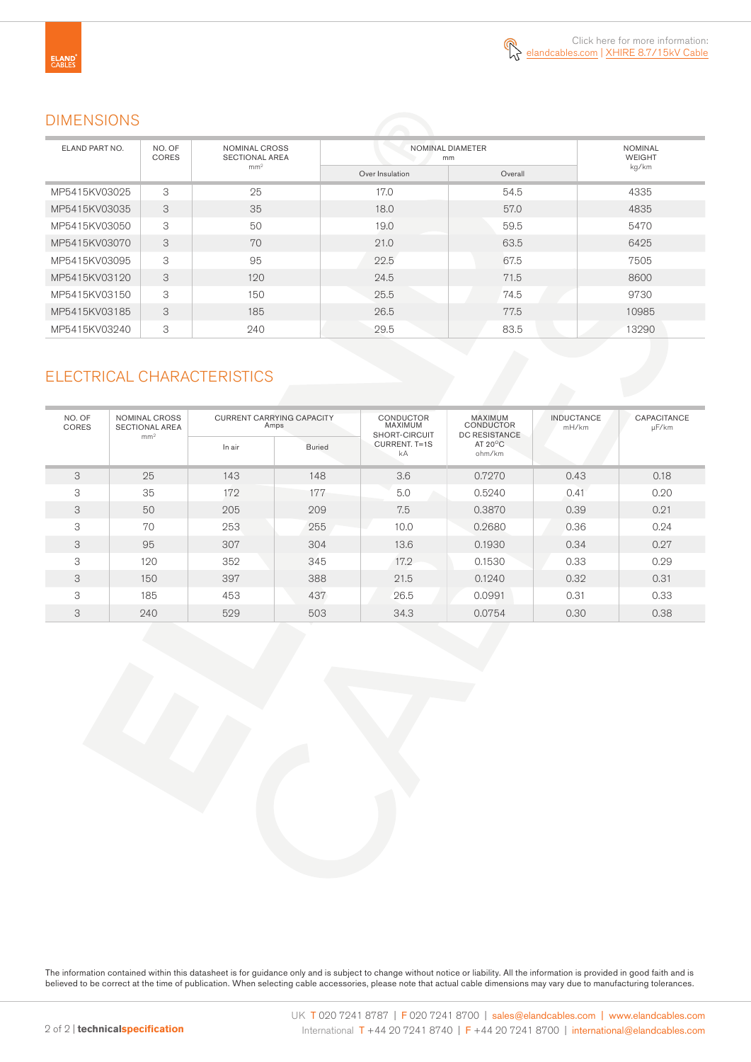Click here for more information: elandcables.com | XHIRE 8.7/15kV Cable

## DIMENSIONS

| ELAND PART NO. | NO. OF CORES | NOMINAL CROSS SECTIONAL AREA mm² | NOMINAL DIAMETER mm | | NOMINAL WEIGHT kg/km |
|---|---|---|---|---|---|
| | | | Over Insulation | Overall | |
| MP5415KV03025 | 3 | 25 | 17.0 | 54.5 | 4335 |
| MP5415KV03035 | 3 | 35 | 18.0 | 57.0 | 4835 |
| MP5415KV03050 | 3 | 50 | 19.0 | 59.5 | 5470 |
| MP5415KV03070 | 3 | 70 | 21.0 | 63.5 | 6425 |
| MP5415KV03095 | 3 | 95 | 22.5 | 67.5 | 7505 |
| MP5415KV03120 | 3 | 120 | 24.5 | 71.5 | 8600 |
| MP5415KV03150 | 3 | 150 | 25.5 | 74.5 | 9730 |
| MP5415KV03185 | 3 | 185 | 26.5 | 77.5 | 10985 |
| MP5415KV03240 | 3 | 240 | 29.5 | 83.5 | 13290 |

## ELECTRICAL CHARACTERISTICS

| NO. OF CORES | NOMINAL CROSS SECTIONAL AREA mm² | CURRENT CARRYING CAPACITY Amps | | CONDUCTOR MAXIMUM SHORT-CIRCUIT CURRENT. T=1S kA | MAXIMUM CONDUCTOR DC RESISTANCE AT 20°C ohm/km | INDUCTANCE mH/km | CAPACITANCE µF/km |
|---|---|---|---|---|---|---|---|
| | | In air | Buried | | | | |
| 3 | 25 | 143 | 148 | 3.6 | 0.7270 | 0.43 | 0.18 |
| 3 | 35 | 172 | 177 | 5.0 | 0.5240 | 0.41 | 0.20 |
| 3 | 50 | 205 | 209 | 7.5 | 0.3870 | 0.39 | 0.21 |
| 3 | 70 | 253 | 255 | 10.0 | 0.2680 | 0.36 | 0.24 |
| 3 | 95 | 307 | 304 | 13.6 | 0.1930 | 0.34 | 0.27 |
| 3 | 120 | 352 | 345 | 17.2 | 0.1530 | 0.33 | 0.29 |
| 3 | 150 | 397 | 388 | 21.5 | 0.1240 | 0.32 | 0.31 |
| 3 | 185 | 453 | 437 | 26.5 | 0.0991 | 0.31 | 0.33 |
| 3 | 240 | 529 | 503 | 34.3 | 0.0754 | 0.30 | 0.38 |

The information contained within this datasheet is for guidance only and is subject to change without notice or liability. All the information is provided in good faith and is believed to be correct at the time of publication. When selecting cable accessories, please note that actual cable dimensions may vary due to manufacturing tolerances.

UK T 020 7241 8787 | F 020 7241 8700 | sales@elandcables.com | www.elandcables.com
International T +44 20 7241 8740 | F +44 20 7241 8700 | international@elandcables.com